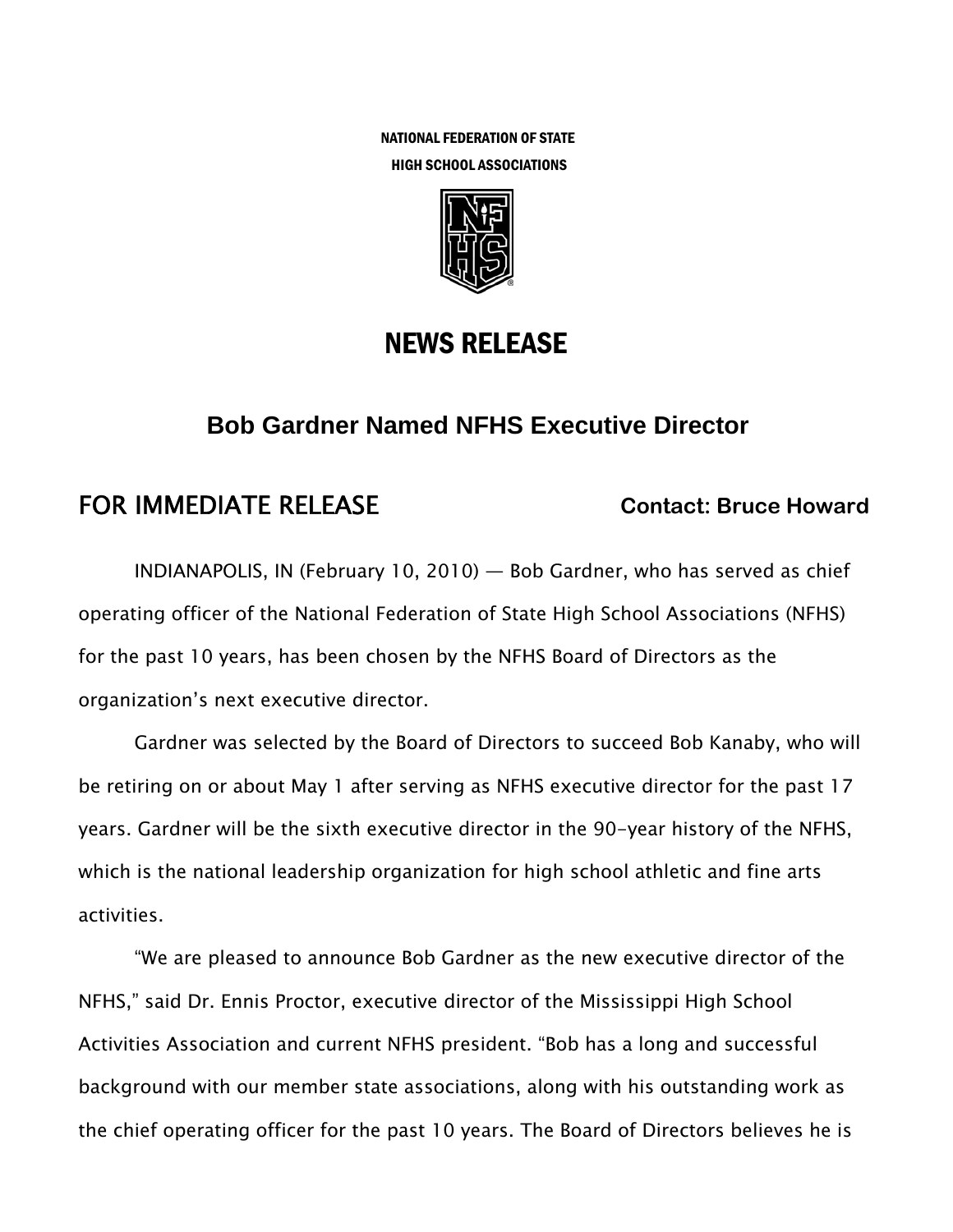NATIONAL FEDERATION OF STATE
HIGH SCHOOL ASSOCIATIONS

# NEWS RELEASE

## Bob Gardner Named NFHS Executive Director

**FOR IMMEDIATE RELEASE** **Contact: Bruce Howard**

INDIANAPOLIS, IN (February 10, 2010) — Bob Gardner, who has served as chief operating officer of the National Federation of State High School Associations (NFHS) for the past 10 years, has been chosen by the NFHS Board of Directors as the organization's next executive director.

Gardner was selected by the Board of Directors to succeed Bob Kanaby, who will be retiring on or about May 1 after serving as NFHS executive director for the past 17 years. Gardner will be the sixth executive director in the 90-year history of the NFHS, which is the national leadership organization for high school athletic and fine arts activities.

"We are pleased to announce Bob Gardner as the new executive director of the NFHS," said Dr. Ennis Proctor, executive director of the Mississippi High School Activities Association and current NFHS president. "Bob has a long and successful background with our member state associations, along with his outstanding work as the chief operating officer for the past 10 years. The Board of Directors believes he is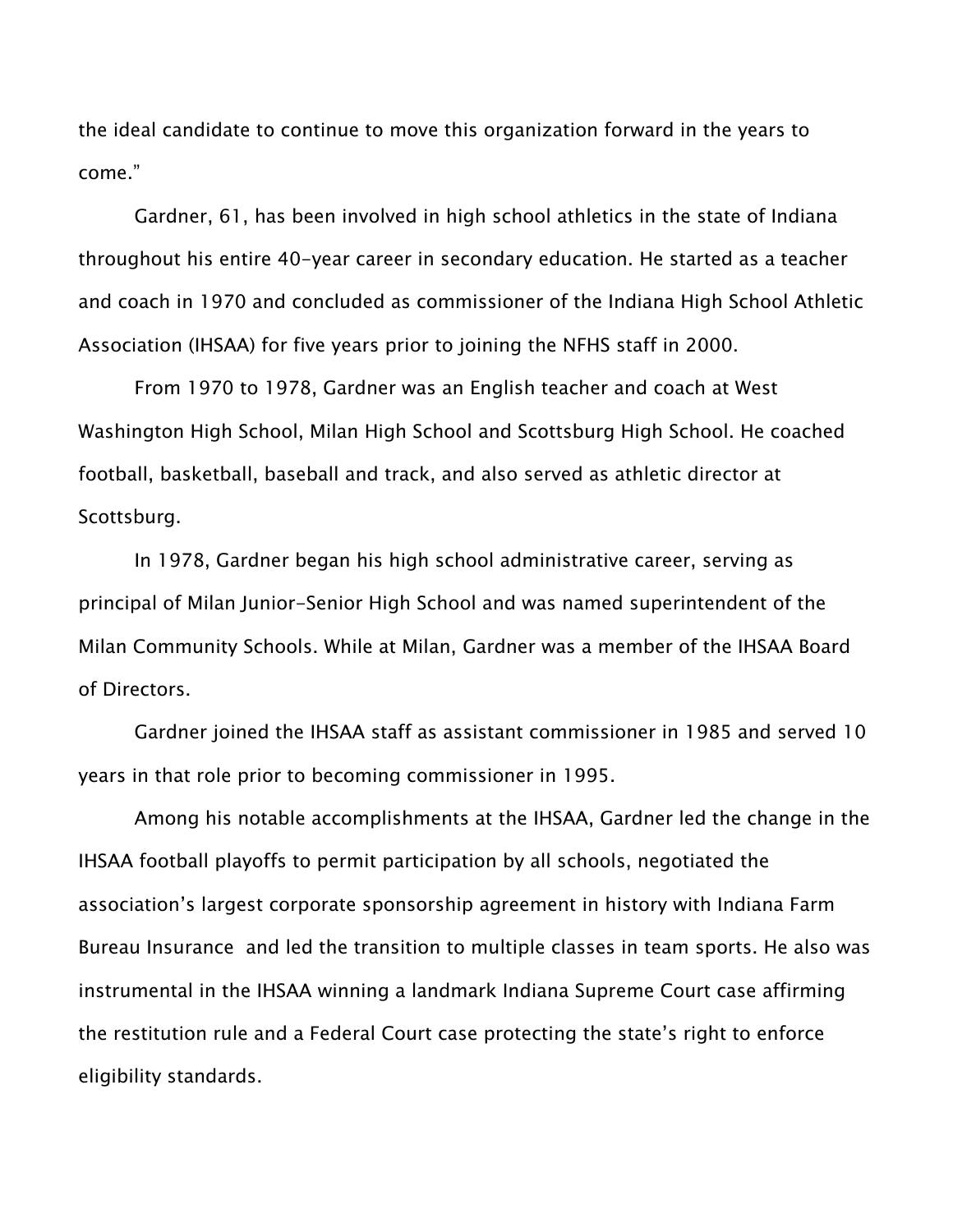the ideal candidate to continue to move this organization forward in the years to come."

Gardner, 61, has been involved in high school athletics in the state of Indiana throughout his entire 40-year career in secondary education. He started as a teacher and coach in 1970 and concluded as commissioner of the Indiana High School Athletic Association (IHSAA) for five years prior to joining the NFHS staff in 2000.

From 1970 to 1978, Gardner was an English teacher and coach at West Washington High School, Milan High School and Scottsburg High School. He coached football, basketball, baseball and track, and also served as athletic director at Scottsburg.

In 1978, Gardner began his high school administrative career, serving as principal of Milan Junior-Senior High School and was named superintendent of the Milan Community Schools. While at Milan, Gardner was a member of the IHSAA Board of Directors.

Gardner joined the IHSAA staff as assistant commissioner in 1985 and served 10 years in that role prior to becoming commissioner in 1995.

Among his notable accomplishments at the IHSAA, Gardner led the change in the IHSAA football playoffs to permit participation by all schools, negotiated the association's largest corporate sponsorship agreement in history with Indiana Farm Bureau Insurance and led the transition to multiple classes in team sports. He also was instrumental in the IHSAA winning a landmark Indiana Supreme Court case affirming the restitution rule and a Federal Court case protecting the state's right to enforce eligibility standards.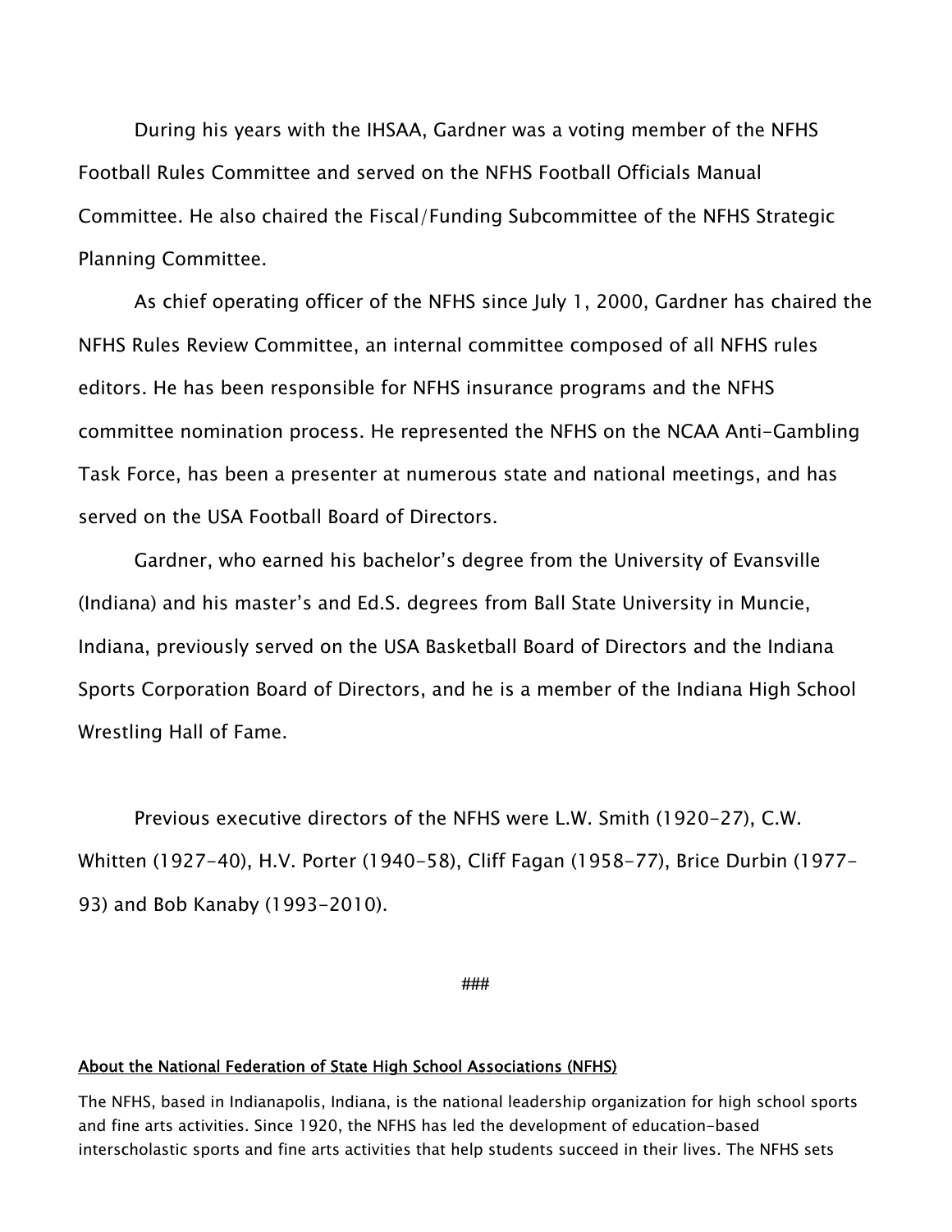During his years with the IHSAA, Gardner was a voting member of the NFHS Football Rules Committee and served on the NFHS Football Officials Manual Committee. He also chaired the Fiscal/Funding Subcommittee of the NFHS Strategic Planning Committee.

As chief operating officer of the NFHS since July 1, 2000, Gardner has chaired the NFHS Rules Review Committee, an internal committee composed of all NFHS rules editors. He has been responsible for NFHS insurance programs and the NFHS committee nomination process. He represented the NFHS on the NCAA Anti-Gambling Task Force, has been a presenter at numerous state and national meetings, and has served on the USA Football Board of Directors.

Gardner, who earned his bachelor's degree from the University of Evansville (Indiana) and his master's and Ed.S. degrees from Ball State University in Muncie, Indiana, previously served on the USA Basketball Board of Directors and the Indiana Sports Corporation Board of Directors, and he is a member of the Indiana High School Wrestling Hall of Fame.

Previous executive directors of the NFHS were L.W. Smith (1920-27), C.W. Whitten (1927-40), H.V. Porter (1940-58), Cliff Fagan (1958-77), Brice Durbin (1977-93) and Bob Kanaby (1993-2010).

###

**About the National Federation of State High School Associations (NFHS)**

The NFHS, based in Indianapolis, Indiana, is the national leadership organization for high school sports and fine arts activities. Since 1920, the NFHS has led the development of education-based interscholastic sports and fine arts activities that help students succeed in their lives. The NFHS sets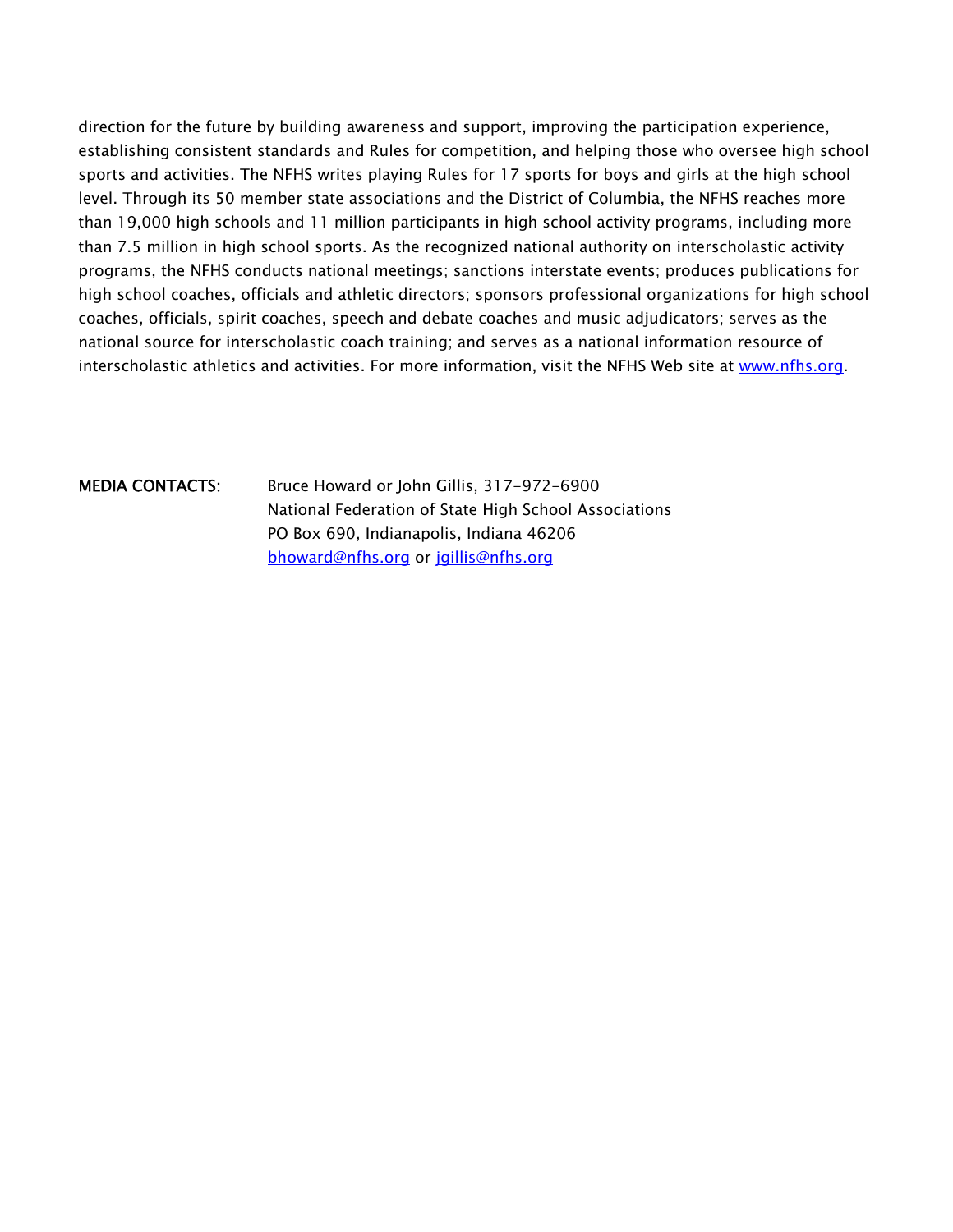direction for the future by building awareness and support, improving the participation experience, establishing consistent standards and Rules for competition, and helping those who oversee high school sports and activities. The NFHS writes playing Rules for 17 sports for boys and girls at the high school level. Through its 50 member state associations and the District of Columbia, the NFHS reaches more than 19,000 high schools and 11 million participants in high school activity programs, including more than 7.5 million in high school sports. As the recognized national authority on interscholastic activity programs, the NFHS conducts national meetings; sanctions interstate events; produces publications for high school coaches, officials and athletic directors; sponsors professional organizations for high school coaches, officials, spirit coaches, speech and debate coaches and music adjudicators; serves as the national source for interscholastic coach training; and serves as a national information resource of interscholastic athletics and activities. For more information, visit the NFHS Web site at [www.nfhs.org](http://www.nfhs.org).

**MEDIA CONTACTS:** Bruce Howard or John Gillis, 317-972-6900
National Federation of State High School Associations
PO Box 690, Indianapolis, Indiana 46206
[bhoward@nfhs.org](mailto:bhoward@nfhs.org) or [jgillis@nfhs.org](mailto:jgillis@nfhs.org)